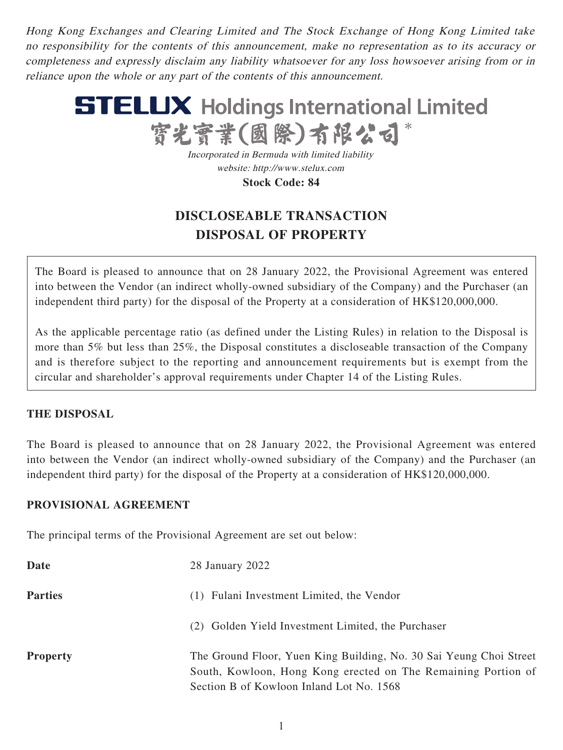*Hong Kong Exchanges and Clearing Limited and The Stock Exchange of Hong Kong Limited take no responsibility for the contents of this announcement, make no representation as to its accuracy or completeness and expressly disclaim any liability whatsoever for any loss howsoever arising from or in reliance upon the whole or any part of the contents of this announcement.*

# STELUX Holdings International Limited
# 寶光實業(國際)有限公司*

*Incorporated in Bermuda with limited liability*
*website: http://www.stelux.com*
**Stock Code: 84**

## DISCLOSEABLE TRANSACTION
## DISPOSAL OF PROPERTY

The Board is pleased to announce that on 28 January 2022, the Provisional Agreement was entered into between the Vendor (an indirect wholly-owned subsidiary of the Company) and the Purchaser (an independent third party) for the disposal of the Property at a consideration of HK$120,000,000.

As the applicable percentage ratio (as defined under the Listing Rules) in relation to the Disposal is more than 5% but less than 25%, the Disposal constitutes a discloseable transaction of the Company and is therefore subject to the reporting and announcement requirements but is exempt from the circular and shareholder's approval requirements under Chapter 14 of the Listing Rules.

### THE DISPOSAL

The Board is pleased to announce that on 28 January 2022, the Provisional Agreement was entered into between the Vendor (an indirect wholly-owned subsidiary of the Company) and the Purchaser (an independent third party) for the disposal of the Property at a consideration of HK$120,000,000.

### PROVISIONAL AGREEMENT

The principal terms of the Provisional Agreement are set out below:

**Date** 28 January 2022

**Parties**
(1) Fulani Investment Limited, the Vendor
(2) Golden Yield Investment Limited, the Purchaser

**Property** The Ground Floor, Yuen King Building, No. 30 Sai Yeung Choi Street South, Kowloon, Hong Kong erected on The Remaining Portion of Section B of Kowloon Inland Lot No. 1568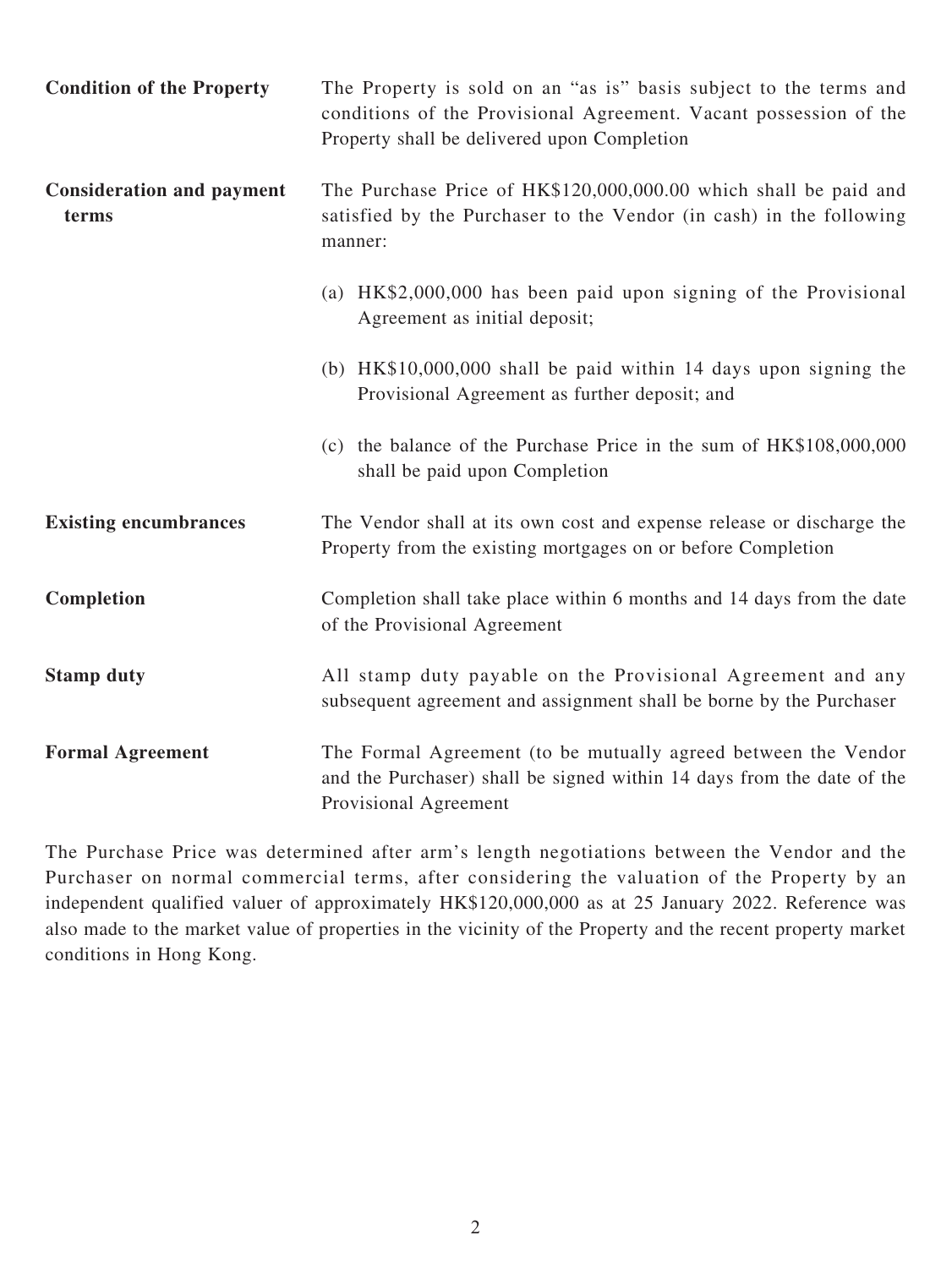| | |
|---|---|
| **Condition of the Property** | The Property is sold on an "as is" basis subject to the terms and conditions of the Provisional Agreement. Vacant possession of the Property shall be delivered upon Completion |
| **Consideration and payment terms** | The Purchase Price of HK$120,000,000.00 which shall be paid and satisfied by the Purchaser to the Vendor (in cash) in the following manner:<br><br>(a) HK$2,000,000 has been paid upon signing of the Provisional Agreement as initial deposit;<br><br>(b) HK$10,000,000 shall be paid within 14 days upon signing the Provisional Agreement as further deposit; and<br><br>(c) the balance of the Purchase Price in the sum of HK$108,000,000 shall be paid upon Completion |
| **Existing encumbrances** | The Vendor shall at its own cost and expense release or discharge the Property from the existing mortgages on or before Completion |
| **Completion** | Completion shall take place within 6 months and 14 days from the date of the Provisional Agreement |
| **Stamp duty** | All stamp duty payable on the Provisional Agreement and any subsequent agreement and assignment shall be borne by the Purchaser |
| **Formal Agreement** | The Formal Agreement (to be mutually agreed between the Vendor and the Purchaser) shall be signed within 14 days from the date of the Provisional Agreement |

The Purchase Price was determined after arm's length negotiations between the Vendor and the Purchaser on normal commercial terms, after considering the valuation of the Property by an independent qualified valuer of approximately HK$120,000,000 as at 25 January 2022. Reference was also made to the market value of properties in the vicinity of the Property and the recent property market conditions in Hong Kong.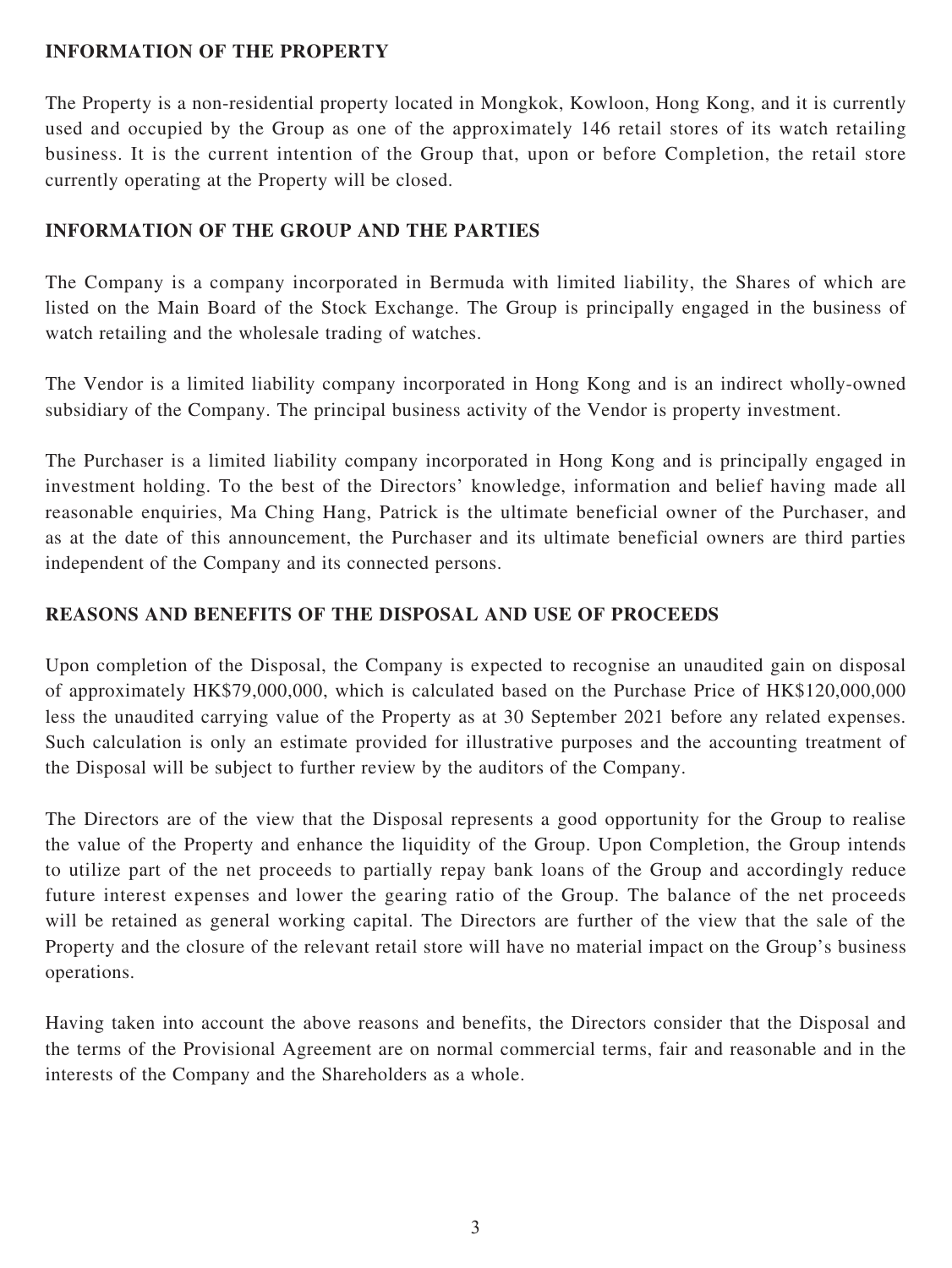## INFORMATION OF THE PROPERTY

The Property is a non-residential property located in Mongkok, Kowloon, Hong Kong, and it is currently used and occupied by the Group as one of the approximately 146 retail stores of its watch retailing business. It is the current intention of the Group that, upon or before Completion, the retail store currently operating at the Property will be closed.

## INFORMATION OF THE GROUP AND THE PARTIES

The Company is a company incorporated in Bermuda with limited liability, the Shares of which are listed on the Main Board of the Stock Exchange. The Group is principally engaged in the business of watch retailing and the wholesale trading of watches.

The Vendor is a limited liability company incorporated in Hong Kong and is an indirect wholly-owned subsidiary of the Company. The principal business activity of the Vendor is property investment.

The Purchaser is a limited liability company incorporated in Hong Kong and is principally engaged in investment holding. To the best of the Directors' knowledge, information and belief having made all reasonable enquiries, Ma Ching Hang, Patrick is the ultimate beneficial owner of the Purchaser, and as at the date of this announcement, the Purchaser and its ultimate beneficial owners are third parties independent of the Company and its connected persons.

## REASONS AND BENEFITS OF THE DISPOSAL AND USE OF PROCEEDS

Upon completion of the Disposal, the Company is expected to recognise an unaudited gain on disposal of approximately HK$79,000,000, which is calculated based on the Purchase Price of HK$120,000,000 less the unaudited carrying value of the Property as at 30 September 2021 before any related expenses. Such calculation is only an estimate provided for illustrative purposes and the accounting treatment of the Disposal will be subject to further review by the auditors of the Company.

The Directors are of the view that the Disposal represents a good opportunity for the Group to realise the value of the Property and enhance the liquidity of the Group. Upon Completion, the Group intends to utilize part of the net proceeds to partially repay bank loans of the Group and accordingly reduce future interest expenses and lower the gearing ratio of the Group. The balance of the net proceeds will be retained as general working capital. The Directors are further of the view that the sale of the Property and the closure of the relevant retail store will have no material impact on the Group's business operations.

Having taken into account the above reasons and benefits, the Directors consider that the Disposal and the terms of the Provisional Agreement are on normal commercial terms, fair and reasonable and in the interests of the Company and the Shareholders as a whole.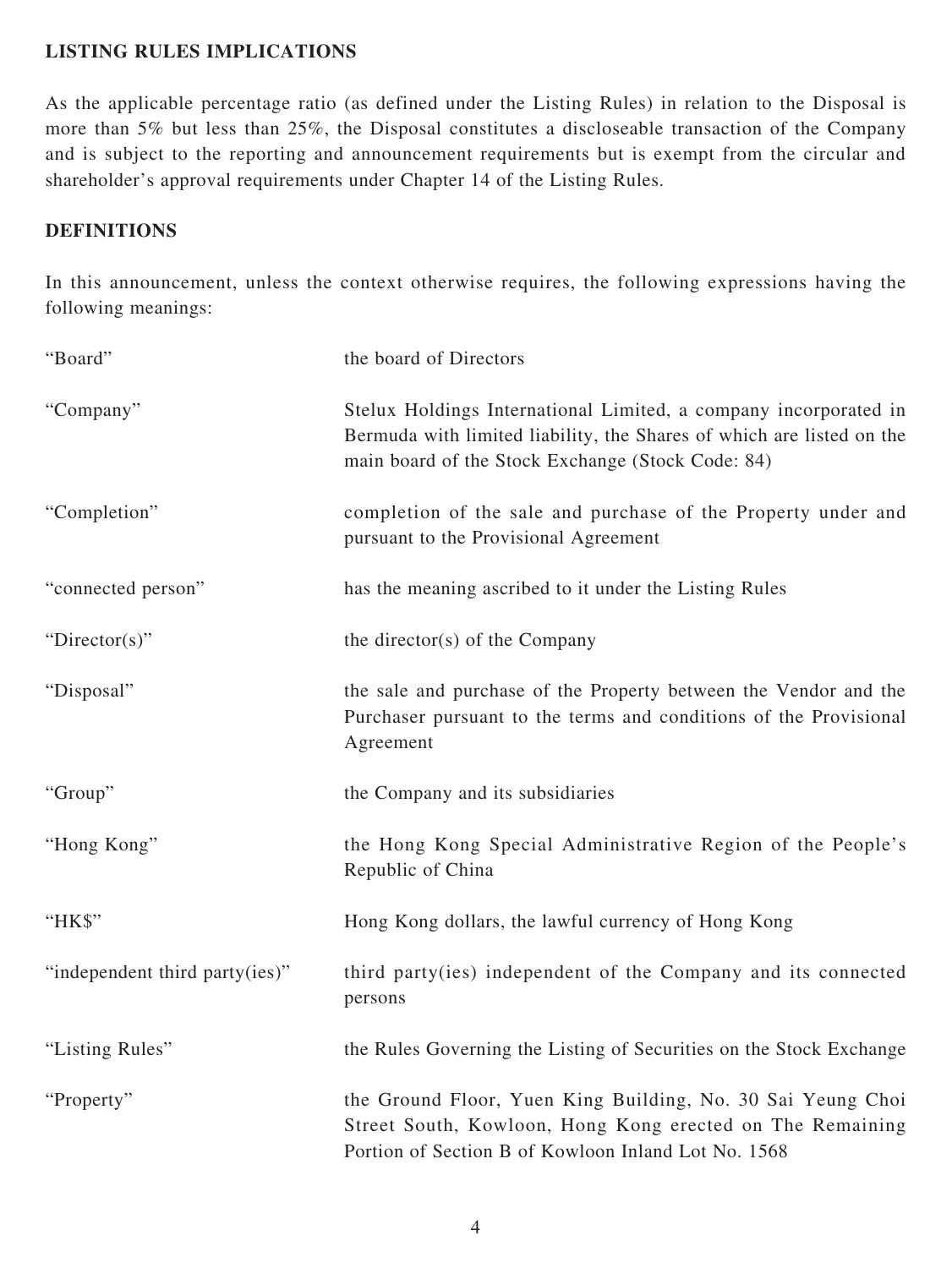## LISTING RULES IMPLICATIONS

As the applicable percentage ratio (as defined under the Listing Rules) in relation to the Disposal is more than 5% but less than 25%, the Disposal constitutes a discloseable transaction of the Company and is subject to the reporting and announcement requirements but is exempt from the circular and shareholder's approval requirements under Chapter 14 of the Listing Rules.

## DEFINITIONS

In this announcement, unless the context otherwise requires, the following expressions having the following meanings:

| | |
|---|---|
| "Board" | the board of Directors |
| "Company" | Stelux Holdings International Limited, a company incorporated in Bermuda with limited liability, the Shares of which are listed on the main board of the Stock Exchange (Stock Code: 84) |
| "Completion" | completion of the sale and purchase of the Property under and pursuant to the Provisional Agreement |
| "connected person" | has the meaning ascribed to it under the Listing Rules |
| "Director(s)" | the director(s) of the Company |
| "Disposal" | the sale and purchase of the Property between the Vendor and the Purchaser pursuant to the terms and conditions of the Provisional Agreement |
| "Group" | the Company and its subsidiaries |
| "Hong Kong" | the Hong Kong Special Administrative Region of the People's Republic of China |
| "HK$" | Hong Kong dollars, the lawful currency of Hong Kong |
| "independent third party(ies)" | third party(ies) independent of the Company and its connected persons |
| "Listing Rules" | the Rules Governing the Listing of Securities on the Stock Exchange |
| "Property" | the Ground Floor, Yuen King Building, No. 30 Sai Yeung Choi Street South, Kowloon, Hong Kong erected on The Remaining Portion of Section B of Kowloon Inland Lot No. 1568 |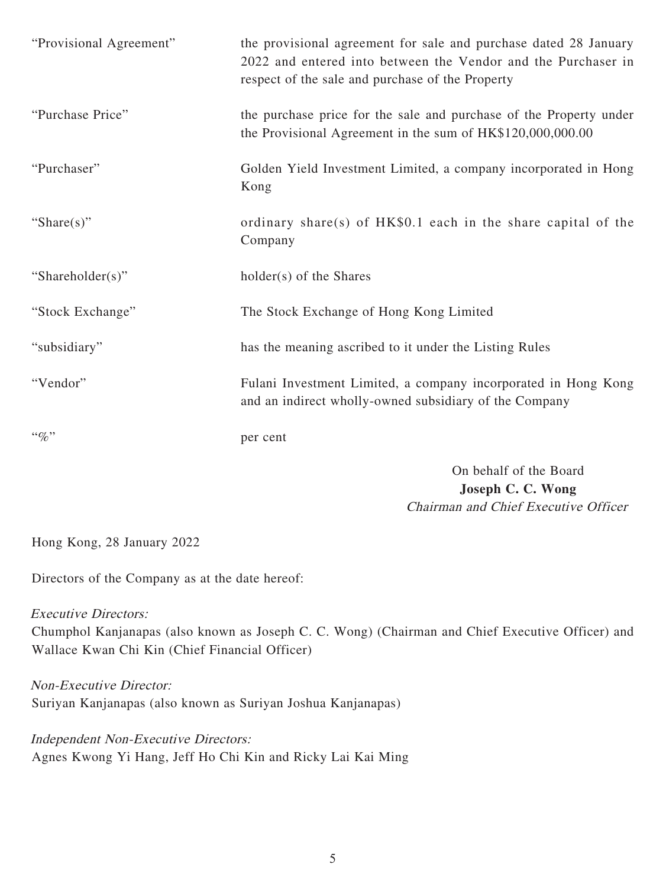| | |
|---|---|
| "Provisional Agreement" | the provisional agreement for sale and purchase dated 28 January 2022 and entered into between the Vendor and the Purchaser in respect of the sale and purchase of the Property |
| "Purchase Price" | the purchase price for the sale and purchase of the Property under the Provisional Agreement in the sum of HK$120,000,000.00 |
| "Purchaser" | Golden Yield Investment Limited, a company incorporated in Hong Kong |
| "Share(s)" | ordinary share(s) of HK$0.1 each in the share capital of the Company |
| "Shareholder(s)" | holder(s) of the Shares |
| "Stock Exchange" | The Stock Exchange of Hong Kong Limited |
| "subsidiary" | has the meaning ascribed to it under the Listing Rules |
| "Vendor" | Fulani Investment Limited, a company incorporated in Hong Kong and an indirect wholly-owned subsidiary of the Company |
| "%" | per cent |

On behalf of the Board
**Joseph C. C. Wong**
*Chairman and Chief Executive Officer*

Hong Kong, 28 January 2022

Directors of the Company as at the date hereof:

*Executive Directors:*
Chumphol Kanjanapas (also known as Joseph C. C. Wong) (Chairman and Chief Executive Officer) and Wallace Kwan Chi Kin (Chief Financial Officer)

*Non-Executive Director:*
Suriyan Kanjanapas (also known as Suriyan Joshua Kanjanapas)

*Independent Non-Executive Directors:*
Agnes Kwong Yi Hang, Jeff Ho Chi Kin and Ricky Lai Kai Ming